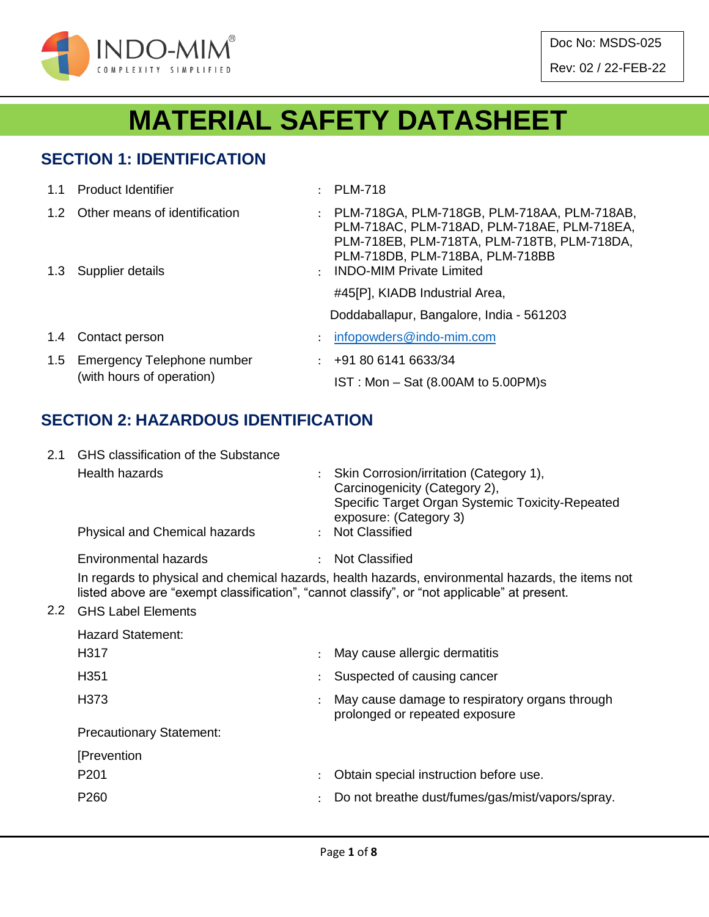Doc No: MSDS-025

Rev: 02 / 22-FEB-22

# MATERIAL SAFETY DATASHEET

## SECTION 1: IDENTIFICATION

| | | | |
|---|---|---|---|
| 1.1 | Product Identifier | : | PLM-718 |
| 1.2 | Other means of identification | : | PLM-718GA, PLM-718GB, PLM-718AA, PLM-718AB, PLM-718AC, PLM-718AD, PLM-718AE, PLM-718EA, PLM-718EB, PLM-718TA, PLM-718TB, PLM-718DA, PLM-718DB, PLM-718BA, PLM-718BB |
| 1.3 | Supplier details | : | INDO-MIM Private Limited<br>#45[P], KIADB Industrial Area,<br>Doddaballapur, Bangalore, India - 561203 |
| 1.4 | Contact person | : | infopowders@indo-mim.com |
| 1.5 | Emergency Telephone number (with hours of operation) | : | +91 80 6141 6633/34<br>IST : Mon – Sat (8.00AM to 5.00PM)s |

## SECTION 2: HAZARDOUS IDENTIFICATION

2.1 GHS classification of the Substance

| | | |
|---|---|---|
| Health hazards | : | Skin Corrosion/irritation (Category 1),<br>Carcinogenicity (Category 2),<br>Specific Target Organ Systemic Toxicity-Repeated exposure: (Category 3) |
| Physical and Chemical hazards | : | Not Classified |
| Environmental hazards | : | Not Classified |

In regards to physical and chemical hazards, health hazards, environmental hazards, the items not listed above are "exempt classification", "cannot classify", or "not applicable" at present.

2.2 GHS Label Elements

Hazard Statement:

| | | |
|---|---|---|
| H317 | : | May cause allergic dermatitis |
| H351 | : | Suspected of causing cancer |
| H373 | : | May cause damage to respiratory organs through prolonged or repeated exposure |

Precautionary Statement:

[Prevention

| | | |
|---|---|---|
| P201 | : | Obtain special instruction before use. |
| P260 | : | Do not breathe dust/fumes/gas/mist/vapors/spray. |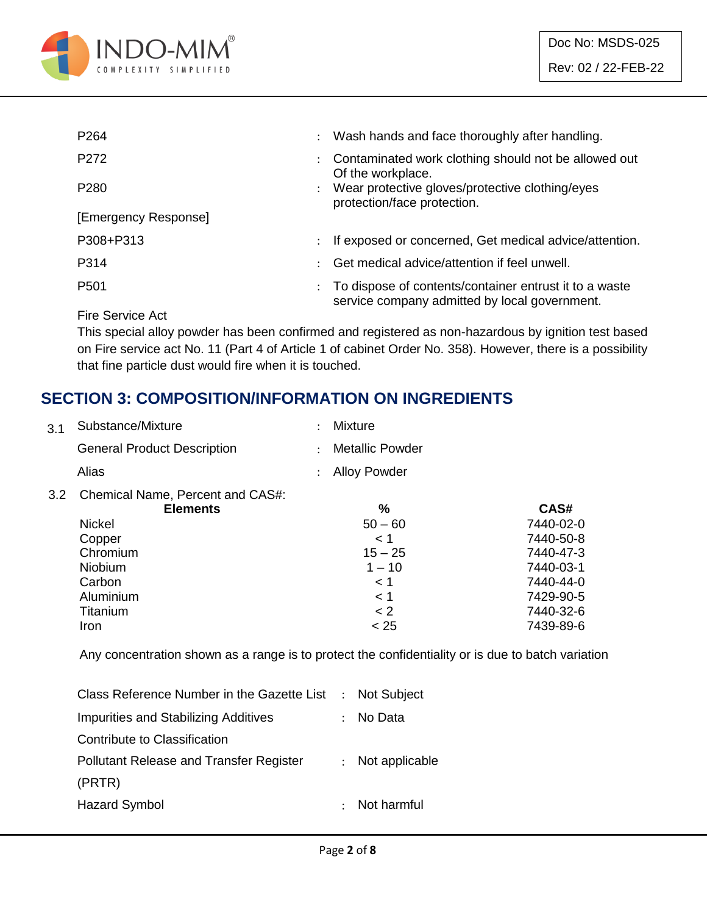| | | |
|---|---|---|
| P264 | : | Wash hands and face thoroughly after handling. |
| P272 | : | Contaminated work clothing should not be allowed out Of the workplace. |
| P280 | : | Wear protective gloves/protective clothing/eyes protection/face protection. |
| [Emergency Response] | | |
| P308+P313 | : | If exposed or concerned, Get medical advice/attention. |
| P314 | : | Get medical advice/attention if feel unwell. |
| P501 | : | To dispose of contents/container entrust it to a waste service company admitted by local government. |

Fire Service Act

This special alloy powder has been confirmed and registered as non-hazardous by ignition test based on Fire service act No. 11 (Part 4 of Article 1 of cabinet Order No. 358). However, there is a possibility that fine particle dust would fire when it is touched.

## SECTION 3: COMPOSITION/INFORMATION ON INGREDIENTS

| | | | |
|---|---|---|---|
| 3.1 | Substance/Mixture | : | Mixture |
| | General Product Description | : | Metallic Powder |
| | Alias | : | Alloy Powder |

3.2 Chemical Name, Percent and CAS#:

| Elements | % | CAS# |
|---|---|---|
| Nickel | 50 – 60 | 7440-02-0 |
| Copper | < 1 | 7440-50-8 |
| Chromium | 15 – 25 | 7440-47-3 |
| Niobium | 1 – 10 | 7440-03-1 |
| Carbon | < 1 | 7440-44-0 |
| Aluminium | < 1 | 7429-90-5 |
| Titanium | < 2 | 7440-32-6 |
| Iron | < 25 | 7439-89-6 |

Any concentration shown as a range is to protect the confidentiality or is due to batch variation

| | | |
|---|---|---|
| Class Reference Number in the Gazette List | : | Not Subject |
| Impurities and Stabilizing Additives Contribute to Classification | : | No Data |
| Pollutant Release and Transfer Register (PRTR) | : | Not applicable |
| Hazard Symbol | : | Not harmful |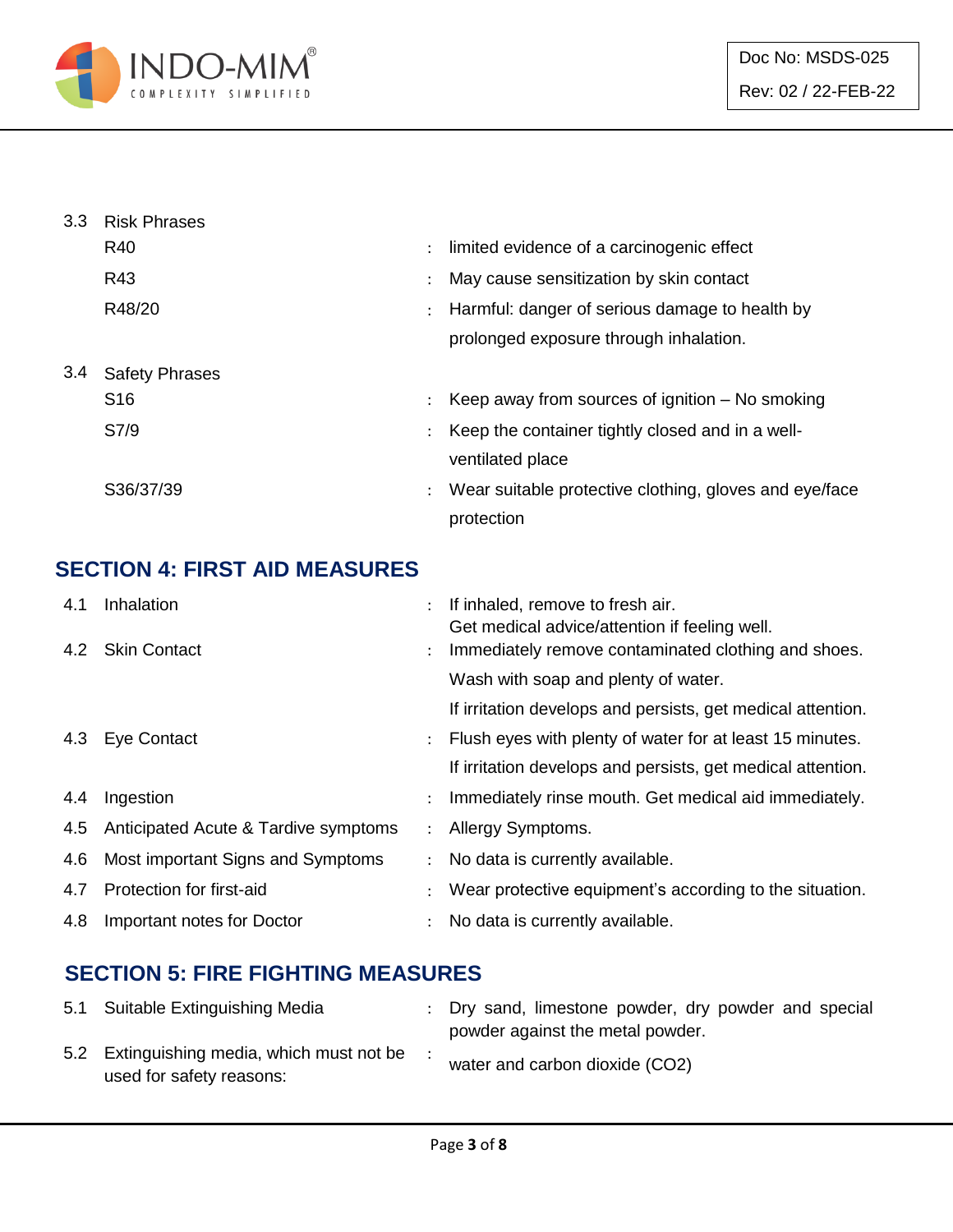3.3 Risk Phrases

| | | |
|---|---|---|
| R40 | : | limited evidence of a carcinogenic effect |
| R43 | : | May cause sensitization by skin contact |
| R48/20 | : | Harmful: danger of serious damage to health by prolonged exposure through inhalation. |

3.4 Safety Phrases

| | | |
|---|---|---|
| S16 | : | Keep away from sources of ignition – No smoking |
| S7/9 | : | Keep the container tightly closed and in a well-ventilated place |
| S36/37/39 | : | Wear suitable protective clothing, gloves and eye/face protection |

## SECTION 4: FIRST AID MEASURES

| | | | |
|---|---|---|---|
| 4.1 | Inhalation | : | If inhaled, remove to fresh air. Get medical advice/attention if feeling well. |
| 4.2 | Skin Contact | : | Immediately remove contaminated clothing and shoes. Wash with soap and plenty of water. If irritation develops and persists, get medical attention. |
| 4.3 | Eye Contact | : | Flush eyes with plenty of water for at least 15 minutes. If irritation develops and persists, get medical attention. |
| 4.4 | Ingestion | : | Immediately rinse mouth. Get medical aid immediately. |
| 4.5 | Anticipated Acute & Tardive symptoms | : | Allergy Symptoms. |
| 4.6 | Most important Signs and Symptoms | : | No data is currently available. |
| 4.7 | Protection for first-aid | : | Wear protective equipment's according to the situation. |
| 4.8 | Important notes for Doctor | : | No data is currently available. |

## SECTION 5: FIRE FIGHTING MEASURES

| | | | |
|---|---|---|---|
| 5.1 | Suitable Extinguishing Media | : | Dry sand, limestone powder, dry powder and special powder against the metal powder. |
| 5.2 | Extinguishing media, which must not be used for safety reasons: | : | water and carbon dioxide ($CO_2$) |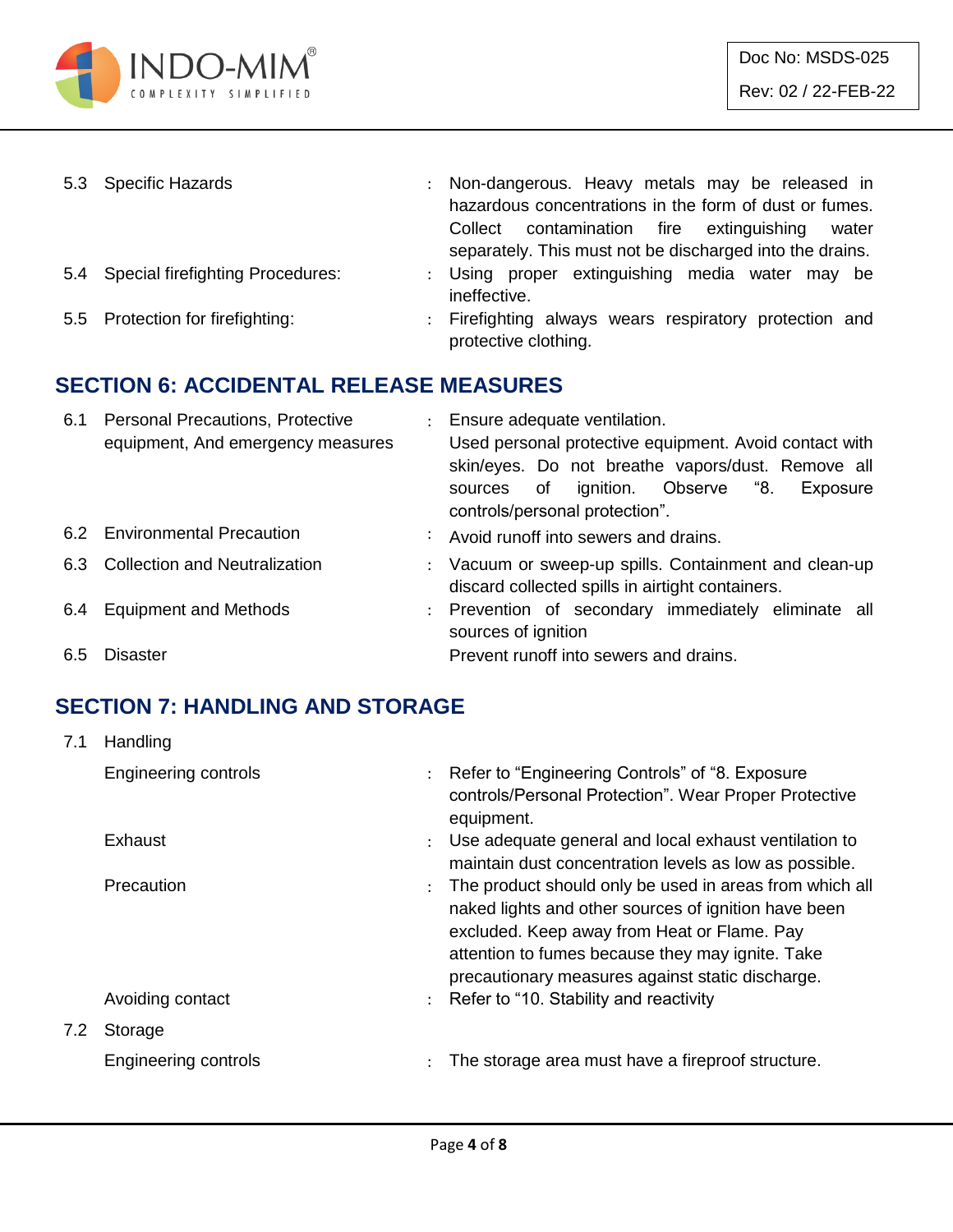| | | | |
|---|---|---|---|
| 5.3 | Specific Hazards | : | Non-dangerous. Heavy metals may be released in hazardous concentrations in the form of dust or fumes. Collect contamination fire extinguishing water separately. This must not be discharged into the drains. |
| 5.4 | Special firefighting Procedures: | : | Using proper extinguishing media water may be ineffective. |
| 5.5 | Protection for firefighting: | : | Firefighting always wears respiratory protection and protective clothing. |

## SECTION 6: ACCIDENTAL RELEASE MEASURES

| | | | |
|---|---|---|---|
| 6.1 | Personal Precautions, Protective equipment, And emergency measures | : | Ensure adequate ventilation. Used personal protective equipment. Avoid contact with skin/eyes. Do not breathe vapors/dust. Remove all sources of ignition. Observe "8. Exposure controls/personal protection". |
| 6.2 | Environmental Precaution | : | Avoid runoff into sewers and drains. |
| 6.3 | Collection and Neutralization | : | Vacuum or sweep-up spills. Containment and clean-up discard collected spills in airtight containers. |
| 6.4 | Equipment and Methods | : | Prevention of secondary immediately eliminate all sources of ignition |
| 6.5 | Disaster | | Prevent runoff into sewers and drains. |

## SECTION 7: HANDLING AND STORAGE

| | | | |
|---|---|---|---|
| 7.1 | Handling | | |
| | Engineering controls | : | Refer to "Engineering Controls" of "8. Exposure controls/Personal Protection". Wear Proper Protective equipment. |
| | Exhaust | : | Use adequate general and local exhaust ventilation to maintain dust concentration levels as low as possible. |
| | Precaution | : | The product should only be used in areas from which all naked lights and other sources of ignition have been excluded. Keep away from Heat or Flame. Pay attention to fumes because they may ignite. Take precautionary measures against static discharge. |
| | Avoiding contact | : | Refer to "10. Stability and reactivity |
| 7.2 | Storage | | |
| | Engineering controls | : | The storage area must have a fireproof structure. |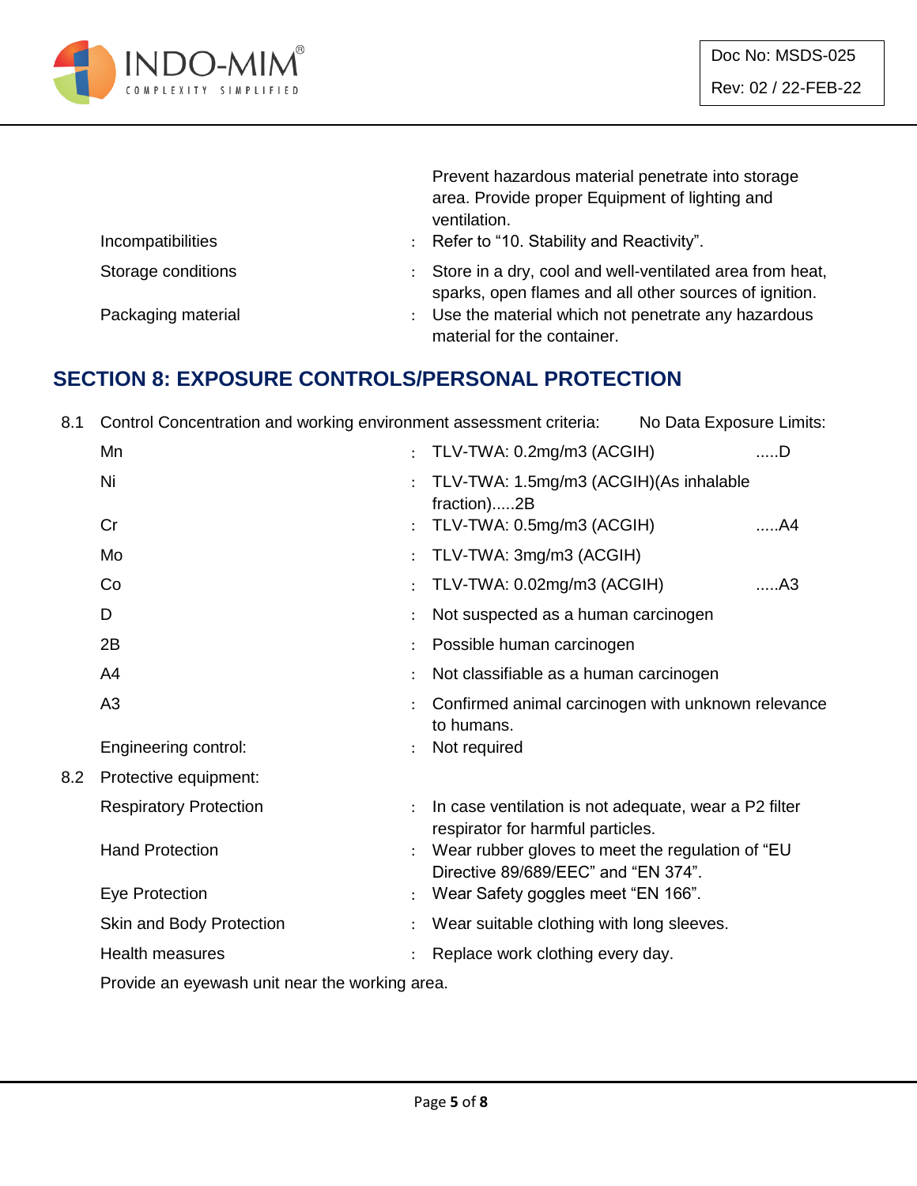| | | |
|---|---|---|
| | | Prevent hazardous material penetrate into storage area. Provide proper Equipment of lighting and ventilation. |
| Incompatibilities | : | Refer to "10. Stability and Reactivity". |
| Storage conditions | : | Store in a dry, cool and well-ventilated area from heat, sparks, open flames and all other sources of ignition. |
| Packaging material | : | Use the material which not penetrate any hazardous material for the container. |

## SECTION 8: EXPOSURE CONTROLS/PERSONAL PROTECTION

8.1 Control Concentration and working environment assessment criteria: No Data Exposure Limits:

| | | |
|---|---|---|
| Mn | : | TLV-TWA: 0.2mg/m3 (ACGIH) .....D |
| Ni | : | TLV-TWA: 1.5mg/m3 (ACGIH)(As inhalable fraction).....2B |
| Cr | : | TLV-TWA: 0.5mg/m3 (ACGIH) .....A4 |
| Mo | : | TLV-TWA: 3mg/m3 (ACGIH) |
| Co | : | TLV-TWA: 0.02mg/m3 (ACGIH) .....A3 |
| D | : | Not suspected as a human carcinogen |
| 2B | : | Possible human carcinogen |
| A4 | : | Not classifiable as a human carcinogen |
| A3 | : | Confirmed animal carcinogen with unknown relevance to humans. |
| Engineering control: | : | Not required |

8.2 Protective equipment:

| | | |
|---|---|---|
| Respiratory Protection | : | In case ventilation is not adequate, wear a P2 filter respirator for harmful particles. |
| Hand Protection | : | Wear rubber gloves to meet the regulation of "EU Directive 89/689/EEC" and "EN 374". |
| Eye Protection | : | Wear Safety goggles meet "EN 166". |
| Skin and Body Protection | : | Wear suitable clothing with long sleeves. |
| Health measures | : | Replace work clothing every day. |

Provide an eyewash unit near the working area.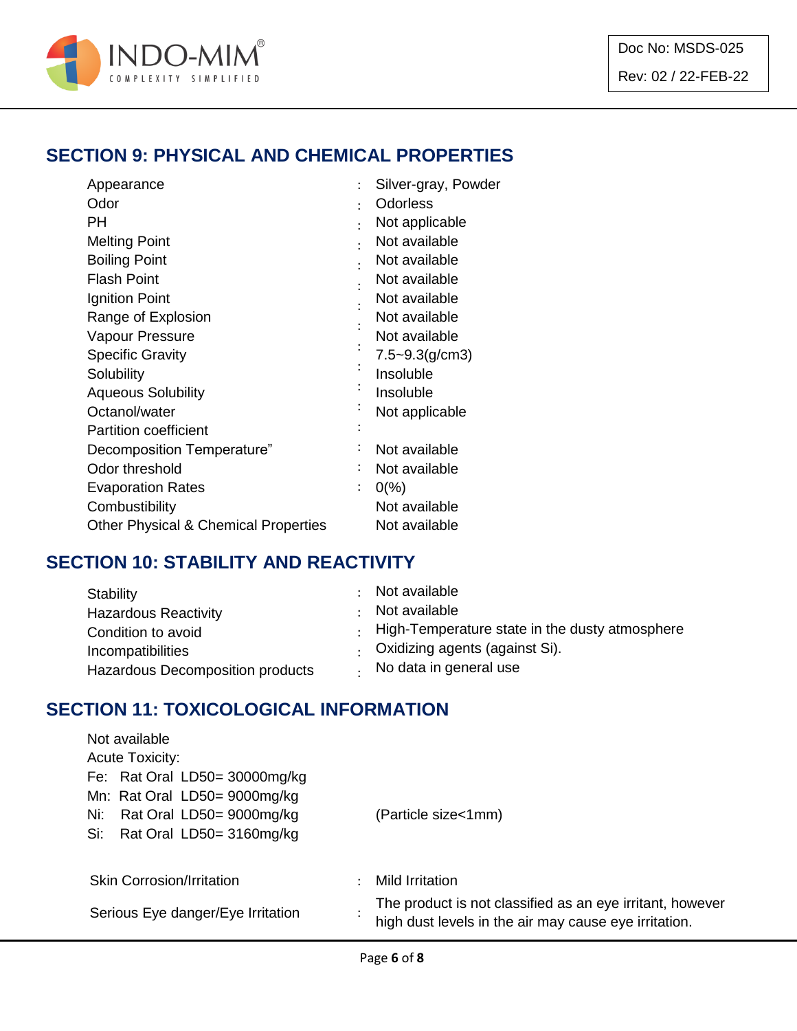## SECTION 9: PHYSICAL AND CHEMICAL PROPERTIES

| | | |
|---|---|---|
| Appearance | : | Silver-gray, Powder |
| Odor | : | Odorless |
| PH | : | Not applicable |
| Melting Point | : | Not available |
| Boiling Point | : | Not available |
| Flash Point | : | Not available |
| Ignition Point | : | Not available |
| Range of Explosion | : | Not available |
| Vapour Pressure | : | Not available |
| Specific Gravity | : | 7.5~9.3(g/cm3) |
| Solubility | : | Insoluble |
| Aqueous Solubility | : | Insoluble |
| Octanol/water Partition coefficient | : | Not applicable |
| Decomposition Temperature” | : | Not available |
| Odor threshold | : | Not available |
| Evaporation Rates | : | 0(%) |
| Combustibility | | Not available |
| Other Physical & Chemical Properties | | Not available |

## SECTION 10: STABILITY AND REACTIVITY

| | | |
|---|---|---|
| Stability | : | Not available |
| Hazardous Reactivity | : | Not available |
| Condition to avoid | : | High-Temperature state in the dusty atmosphere |
| Incompatibilities | : | Oxidizing agents (against Si). |
| Hazardous Decomposition products | : | No data in general use |

## SECTION 11: TOXICOLOGICAL INFORMATION

Not available

Acute Toxicity:

Fe: Rat Oral LD50= 30000mg/kg

Mn: Rat Oral LD50= 9000mg/kg

Ni: Rat Oral LD50= 9000mg/kg (Particle size<1mm)

Si: Rat Oral LD50= 3160mg/kg

| | | |
|---|---|---|
| Skin Corrosion/Irritation | : | Mild Irritation |
| Serious Eye danger/Eye Irritation | : | The product is not classified as an eye irritant, however high dust levels in the air may cause eye irritation. |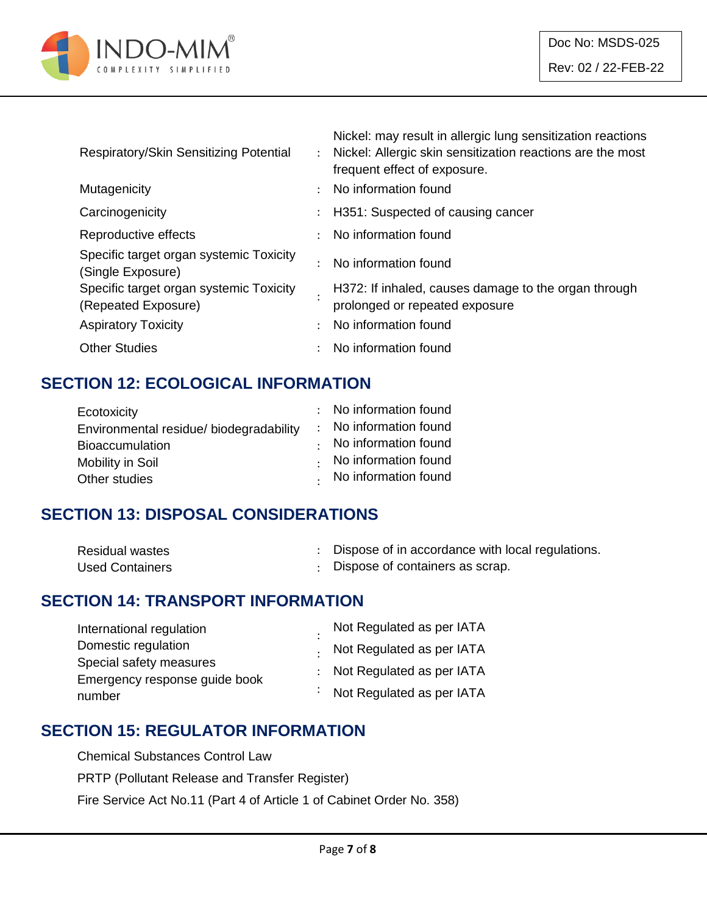| | | |
|---|---|---|
| Respiratory/Skin Sensitizing Potential | : | Nickel: may result in allergic lung sensitization reactions<br>Nickel: Allergic skin sensitization reactions are the most frequent effect of exposure. |
| Mutagenicity | : | No information found |
| Carcinogenicity | : | H351: Suspected of causing cancer |
| Reproductive effects | : | No information found |
| Specific target organ systemic Toxicity (Single Exposure) | : | No information found |
| Specific target organ systemic Toxicity (Repeated Exposure) | : | H372: If inhaled, causes damage to the organ through prolonged or repeated exposure |
| Aspiratory Toxicity | : | No information found |
| Other Studies | : | No information found |

## SECTION 12: ECOLOGICAL INFORMATION

| | | |
|---|---|---|
| Ecotoxicity | : | No information found |
| Environmental residue/ biodegradability | : | No information found |
| Bioaccumulation | : | No information found |
| Mobility in Soil | : | No information found |
| Other studies | : | No information found |

## SECTION 13: DISPOSAL CONSIDERATIONS

| | | |
|---|---|---|
| Residual wastes | : | Dispose of in accordance with local regulations. |
| Used Containers | : | Dispose of containers as scrap. |

## SECTION 14: TRANSPORT INFORMATION

| | | |
|---|---|---|
| International regulation | : | Not Regulated as per IATA |
| Domestic regulation | : | Not Regulated as per IATA |
| Special safety measures | : | Not Regulated as per IATA |
| Emergency response guide book number | : | Not Regulated as per IATA |

## SECTION 15: REGULATOR INFORMATION

Chemical Substances Control Law

PRTP (Pollutant Release and Transfer Register)

Fire Service Act No.11 (Part 4 of Article 1 of Cabinet Order No. 358)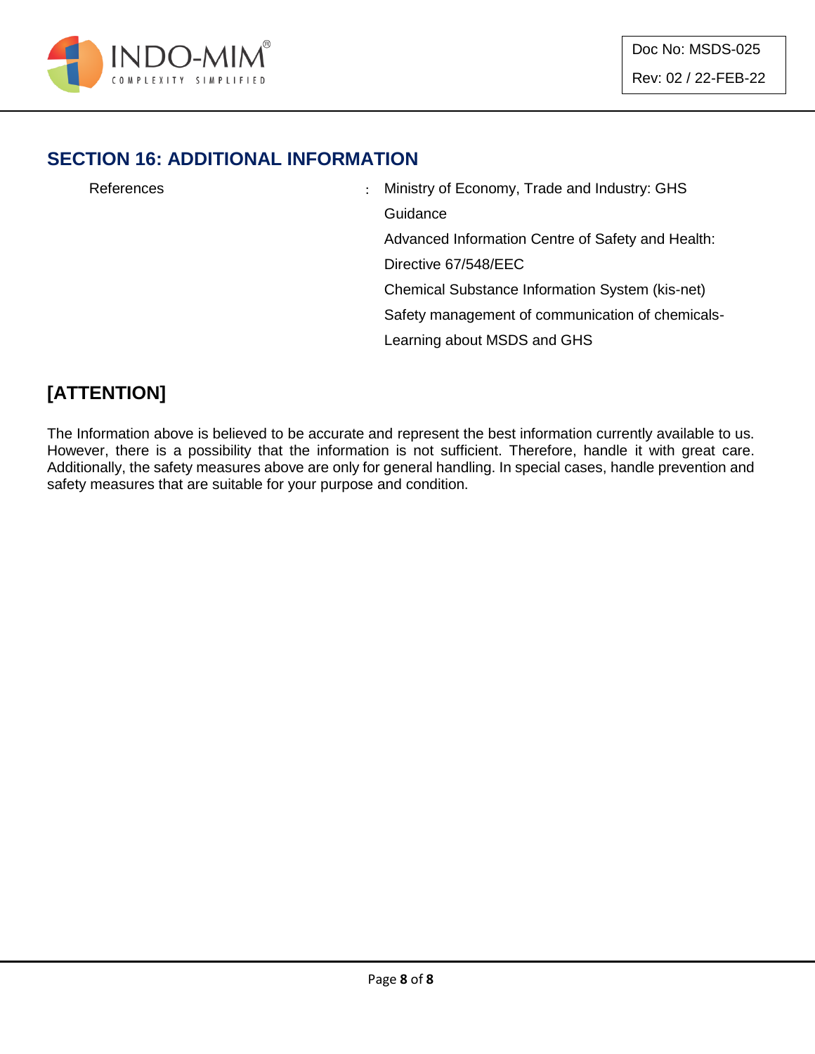## SECTION 16: ADDITIONAL INFORMATION

| | | |
|---|---|---|
| References | : | Ministry of Economy, Trade and Industry: GHS Guidance<br>Advanced Information Centre of Safety and Health: Directive 67/548/EEC<br>Chemical Substance Information System (kis-net)<br>Safety management of communication of chemicals-Learning about MSDS and GHS |

## [ATTENTION]

The Information above is believed to be accurate and represent the best information currently available to us. However, there is a possibility that the information is not sufficient. Therefore, handle it with great care. Additionally, the safety measures above are only for general handling. In special cases, handle prevention and safety measures that are suitable for your purpose and condition.